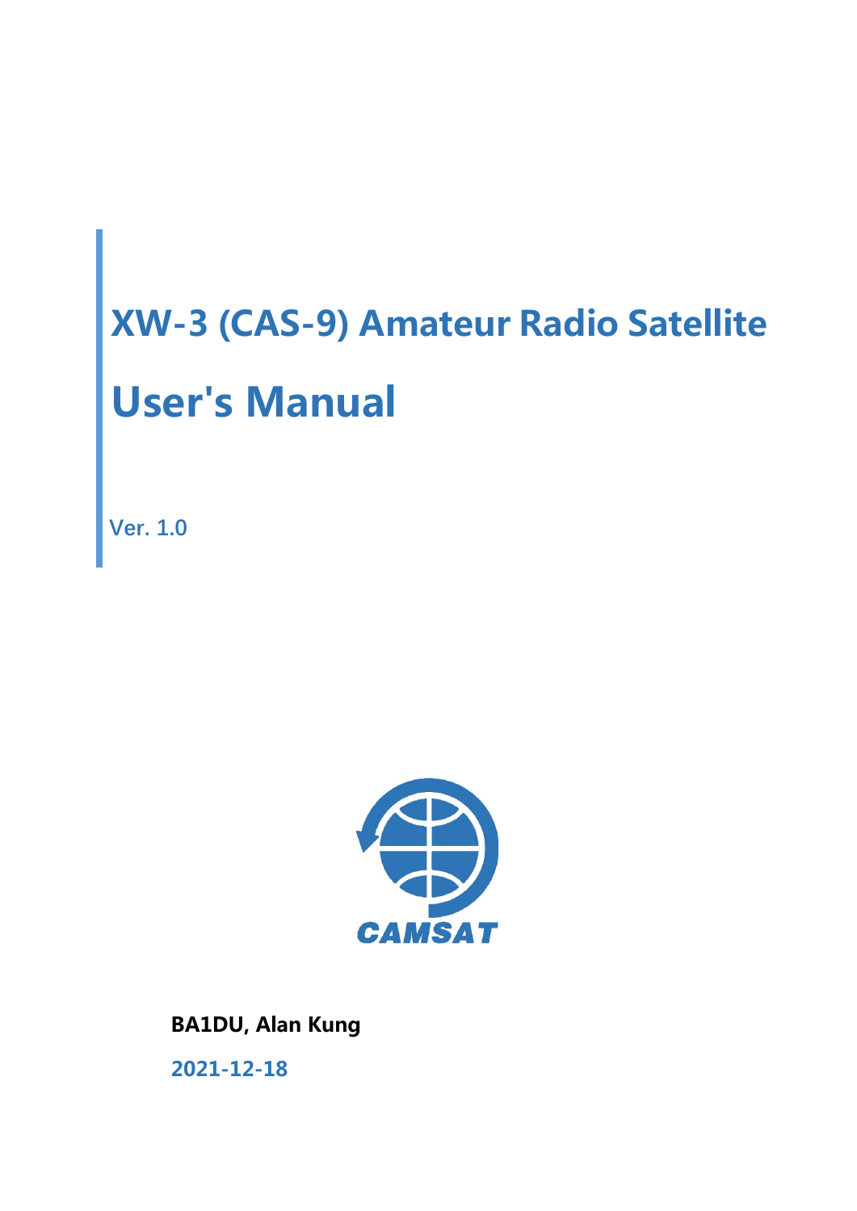# XW-3 (CAS-9) Amateur Radio Satellite

# User's Manual

Ver. 1.0

CAMSAT

**BA1DU, Alan Kung**

**2021-12-18**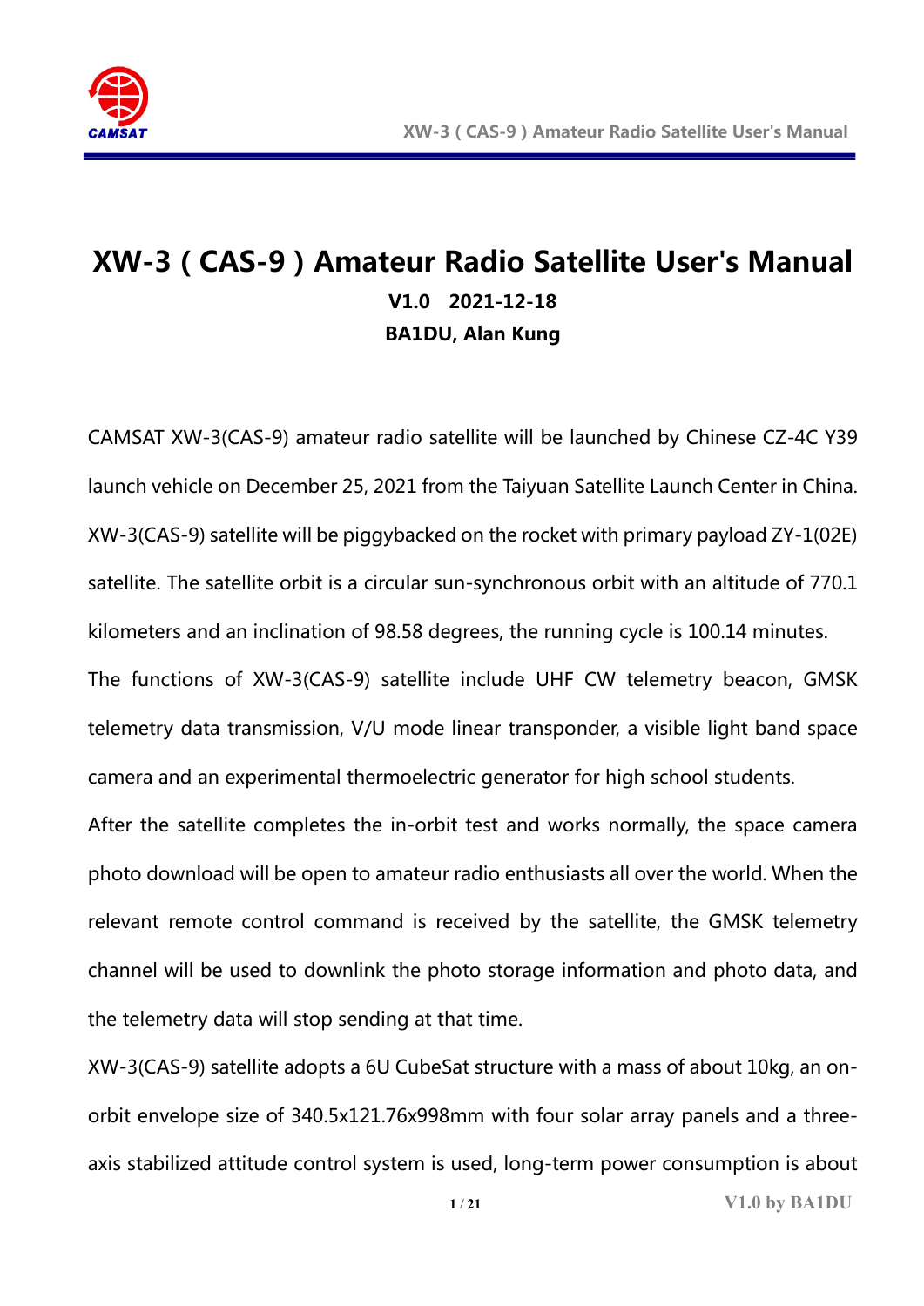# XW-3 ( CAS-9 ) Amateur Radio Satellite User's Manual

**V1.0 2021-12-18**

**BA1DU, Alan Kung**

CAMSAT XW-3(CAS-9) amateur radio satellite will be launched by Chinese CZ-4C Y39 launch vehicle on December 25, 2021 from the Taiyuan Satellite Launch Center in China. XW-3(CAS-9) satellite will be piggybacked on the rocket with primary payload ZY-1(02E) satellite. The satellite orbit is a circular sun-synchronous orbit with an altitude of 770.1 kilometers and an inclination of 98.58 degrees, the running cycle is 100.14 minutes.

The functions of XW-3(CAS-9) satellite include UHF CW telemetry beacon, GMSK telemetry data transmission, V/U mode linear transponder, a visible light band space camera and an experimental thermoelectric generator for high school students.

After the satellite completes the in-orbit test and works normally, the space camera photo download will be open to amateur radio enthusiasts all over the world. When the relevant remote control command is received by the satellite, the GMSK telemetry channel will be used to downlink the photo storage information and photo data, and the telemetry data will stop sending at that time.

XW-3(CAS-9) satellite adopts a 6U CubeSat structure with a mass of about 10kg, an on-orbit envelope size of 340.5x121.76x998mm with four solar array panels and a three-axis stabilized attitude control system is used, long-term power consumption is about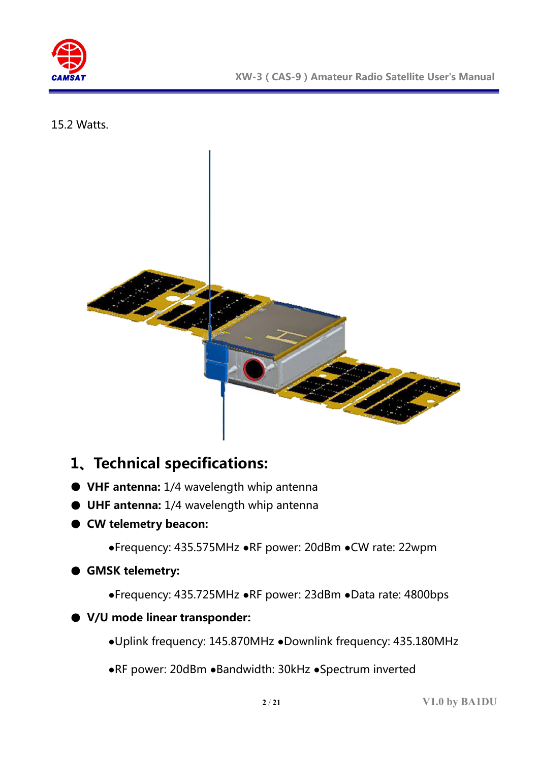15.2 Watts.

## 1、Technical specifications:

- **VHF antenna:** 1/4 wavelength whip antenna
- **UHF antenna:** 1/4 wavelength whip antenna
- **CW telemetry beacon:**

  ●Frequency: 435.575MHz ●RF power: 20dBm ●CW rate: 22wpm

- **GMSK telemetry:**

  ●Frequency: 435.725MHz ●RF power: 23dBm ●Data rate: 4800bps

- **V/U mode linear transponder:**

  ●Uplink frequency: 145.870MHz ●Downlink frequency: 435.180MHz

  ●RF power: 20dBm ●Bandwidth: 30kHz ●Spectrum inverted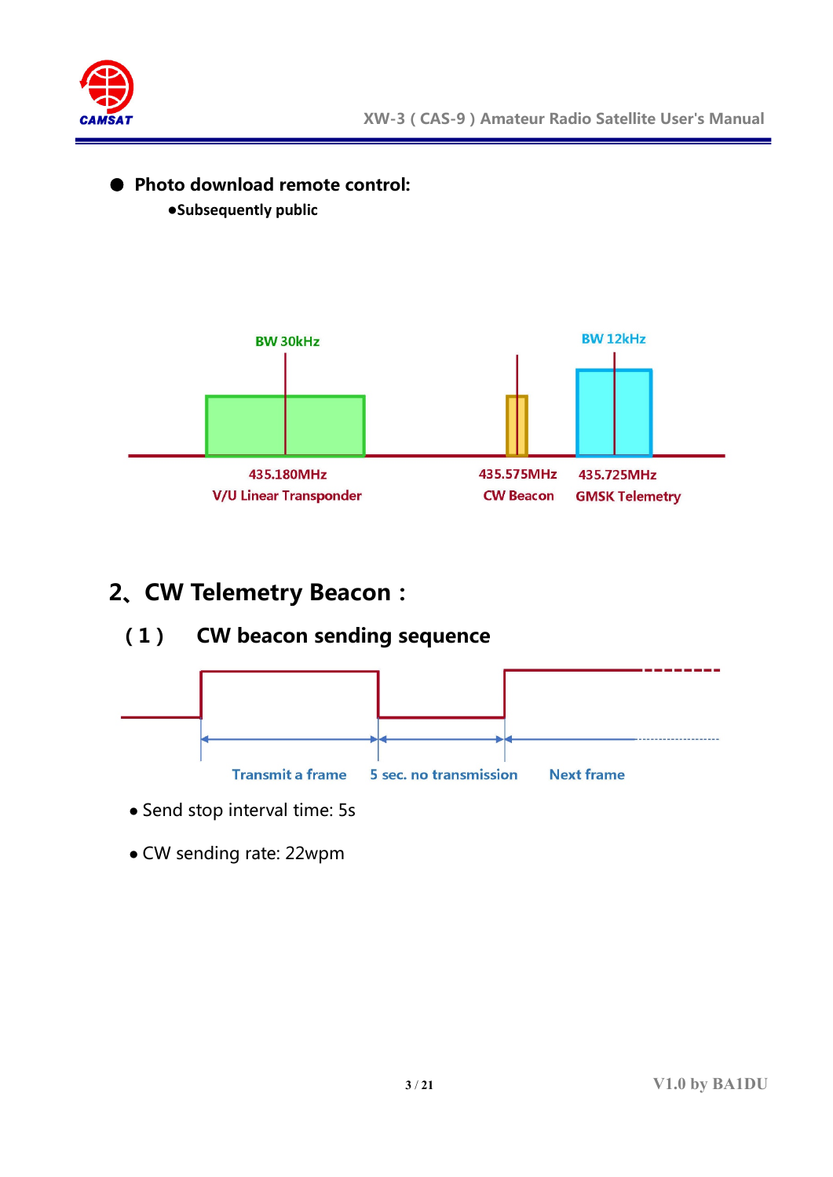- **Photo download remote control:**
  - **Subsequently public**

BW 30kHz

BW 12kHz

435.180MHz
V/U Linear Transponder

435.575MHz
CW Beacon

435.725MHz
GMSK Telemetry

## 2、CW Telemetry Beacon：

### （1） CW beacon sending sequence

Transmit a frame — 5 sec. no transmission — Next frame

- Send stop interval time: 5s
- CW sending rate: 22wpm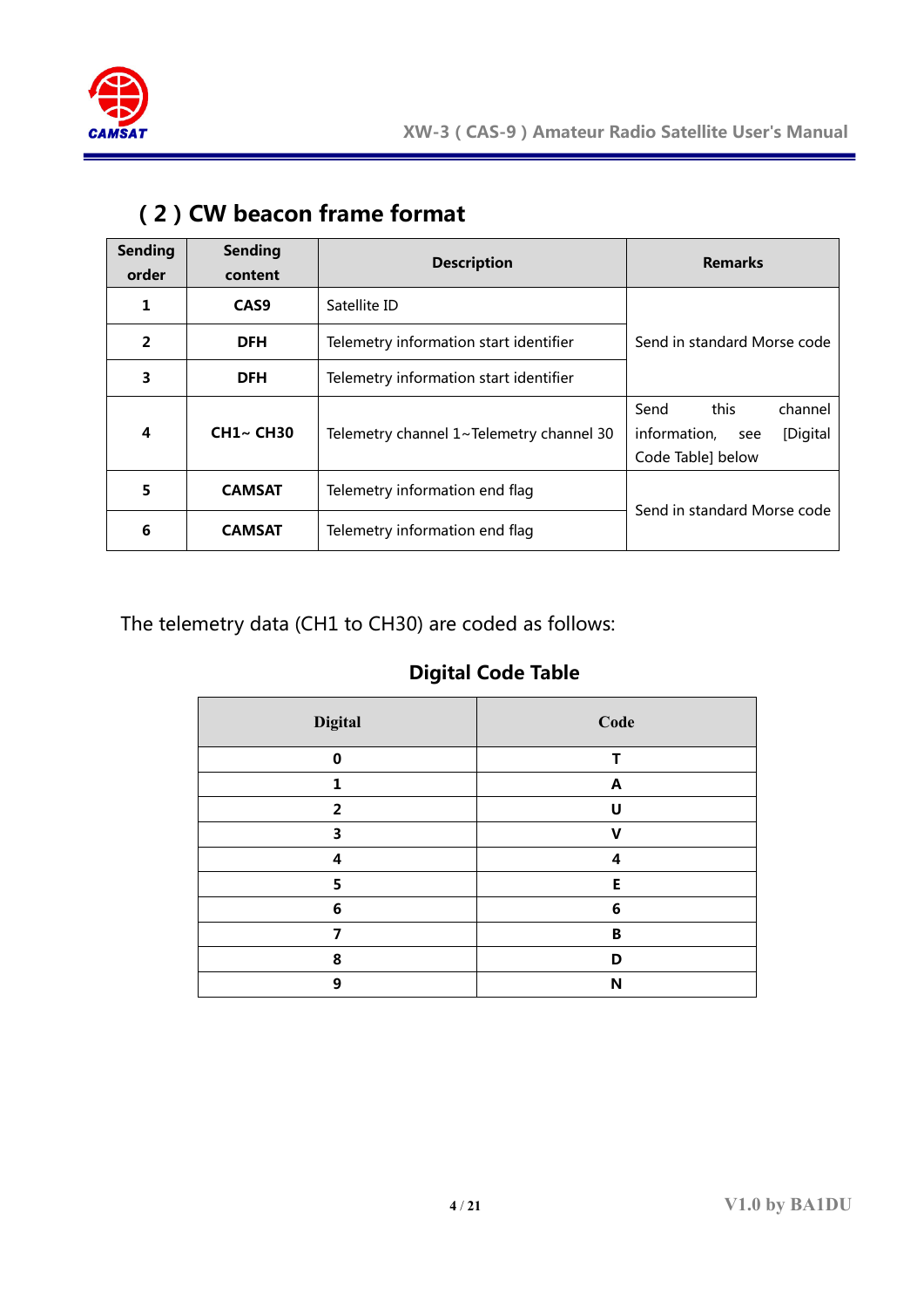## ( 2 ) CW beacon frame format

| Sending order | Sending content | Description | Remarks |
|---|---|---|---|
| 1 | CAS9 | Satellite ID | Send in standard Morse code |
| 2 | DFH | Telemetry information start identifier | |
| 3 | DFH | Telemetry information start identifier | |
| 4 | CH1~ CH30 | Telemetry channel 1~Telemetry channel 30 | Send this channel information, see [Digital Code Table] below |
| 5 | CAMSAT | Telemetry information end flag | Send in standard Morse code |
| 6 | CAMSAT | Telemetry information end flag | |

The telemetry data (CH1 to CH30) are coded as follows:

**Digital Code Table**

| Digital | Code |
|---|---|
| 0 | T |
| 1 | A |
| 2 | U |
| 3 | V |
| 4 | 4 |
| 5 | E |
| 6 | 6 |
| 7 | B |
| 8 | D |
| 9 | N |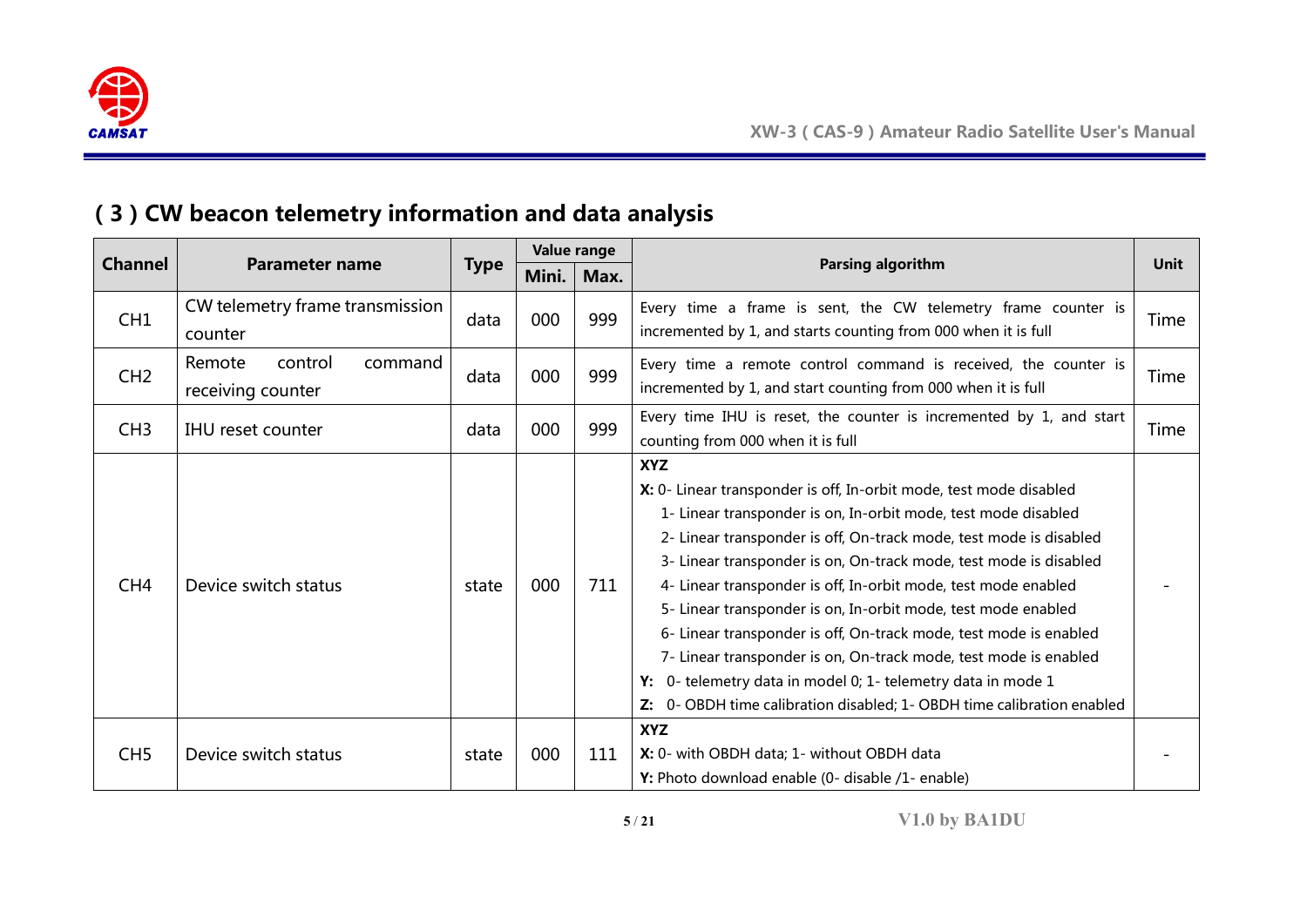## ( 3 ) CW beacon telemetry information and data analysis

| Channel | Parameter name | Type | Value range | | Parsing algorithm | Unit |
|---|---|---|---|---|---|---|
| | | | Mini. | Max. | | |
| CH1 | CW telemetry frame transmission counter | data | 000 | 999 | Every time a frame is sent, the CW telemetry frame counter is incremented by 1, and starts counting from 000 when it is full | Time |
| CH2 | Remote control command receiving counter | data | 000 | 999 | Every time a remote control command is received, the counter is incremented by 1, and start counting from 000 when it is full | Time |
| CH3 | IHU reset counter | data | 000 | 999 | Every time IHU is reset, the counter is incremented by 1, and start counting from 000 when it is full | Time |
| CH4 | Device switch status | state | 000 | 711 | **XYZ**<br>**X:** 0- Linear transponder is off, In-orbit mode, test mode disabled<br>1- Linear transponder is on, In-orbit mode, test mode disabled<br>2- Linear transponder is off, On-track mode, test mode is disabled<br>3- Linear transponder is on, On-track mode, test mode is disabled<br>4- Linear transponder is off, In-orbit mode, test mode enabled<br>5- Linear transponder is on, In-orbit mode, test mode enabled<br>6- Linear transponder is off, On-track mode, test mode is enabled<br>7- Linear transponder is on, On-track mode, test mode is enabled<br>**Y:** 0- telemetry data in model 0; 1- telemetry data in mode 1<br>**Z:** 0- OBDH time calibration disabled; 1- OBDH time calibration enabled | - |
| CH5 | Device switch status | state | 000 | 111 | **XYZ**<br>**X:** 0- with OBDH data; 1- without OBDH data<br>**Y:** Photo download enable (0- disable /1- enable) | - |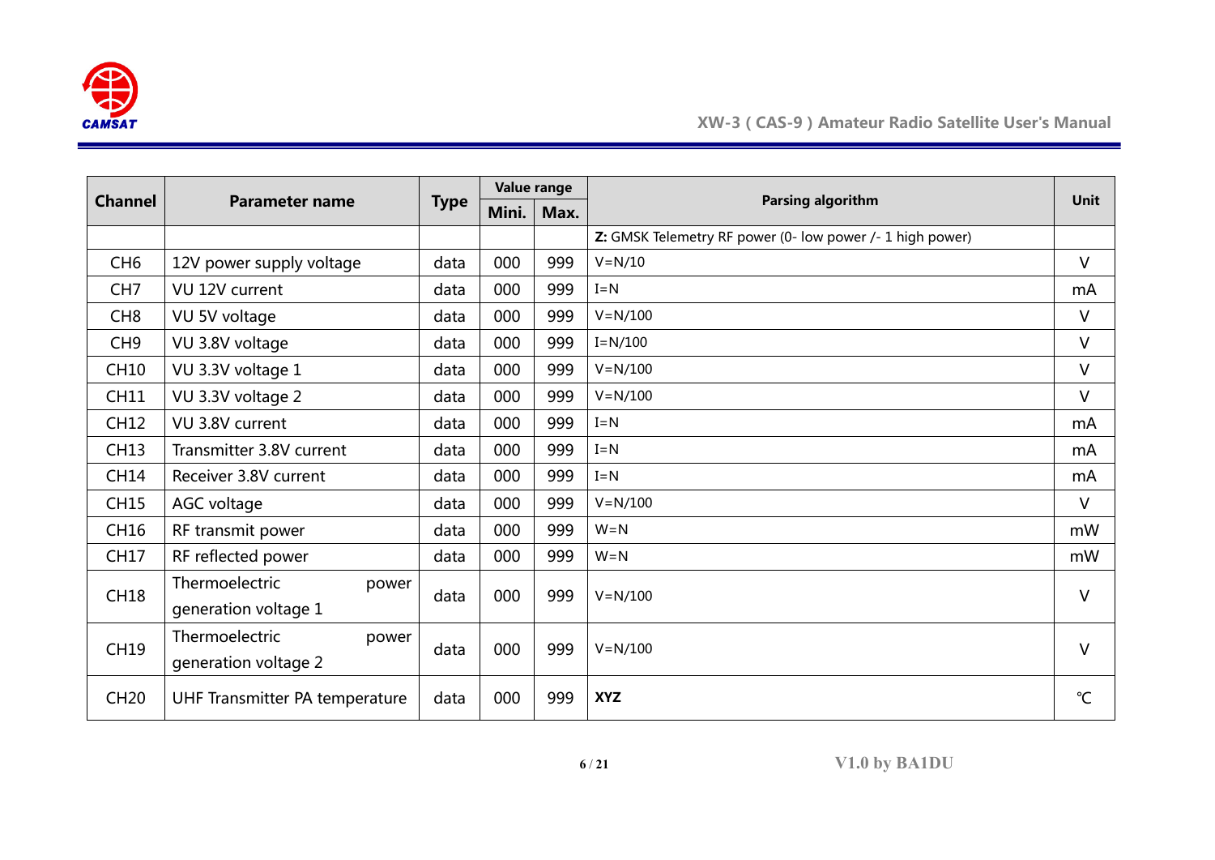| Channel | Parameter name | Type | Value range | | Parsing algorithm | Unit |
|---|---|---|---|---|---|---|
| | | | Mini. | Max. | | |
| | | | | | **Z:** GMSK Telemetry RF power (0- low power /- 1 high power) | |
| CH6 | 12V power supply voltage | data | 000 | 999 | V=N/10 | V |
| CH7 | VU 12V current | data | 000 | 999 | I=N | mA |
| CH8 | VU 5V voltage | data | 000 | 999 | V=N/100 | V |
| CH9 | VU 3.8V voltage | data | 000 | 999 | I=N/100 | V |
| CH10 | VU 3.3V voltage 1 | data | 000 | 999 | V=N/100 | V |
| CH11 | VU 3.3V voltage 2 | data | 000 | 999 | V=N/100 | V |
| CH12 | VU 3.8V current | data | 000 | 999 | I=N | mA |
| CH13 | Transmitter 3.8V current | data | 000 | 999 | I=N | mA |
| CH14 | Receiver 3.8V current | data | 000 | 999 | I=N | mA |
| CH15 | AGC voltage | data | 000 | 999 | V=N/100 | V |
| CH16 | RF transmit power | data | 000 | 999 | W=N | mW |
| CH17 | RF reflected power | data | 000 | 999 | W=N | mW |
| CH18 | Thermoelectric power generation voltage 1 | data | 000 | 999 | V=N/100 | V |
| CH19 | Thermoelectric power generation voltage 2 | data | 000 | 999 | V=N/100 | V |
| CH20 | UHF Transmitter PA temperature | data | 000 | 999 | **XYZ** | ℃ |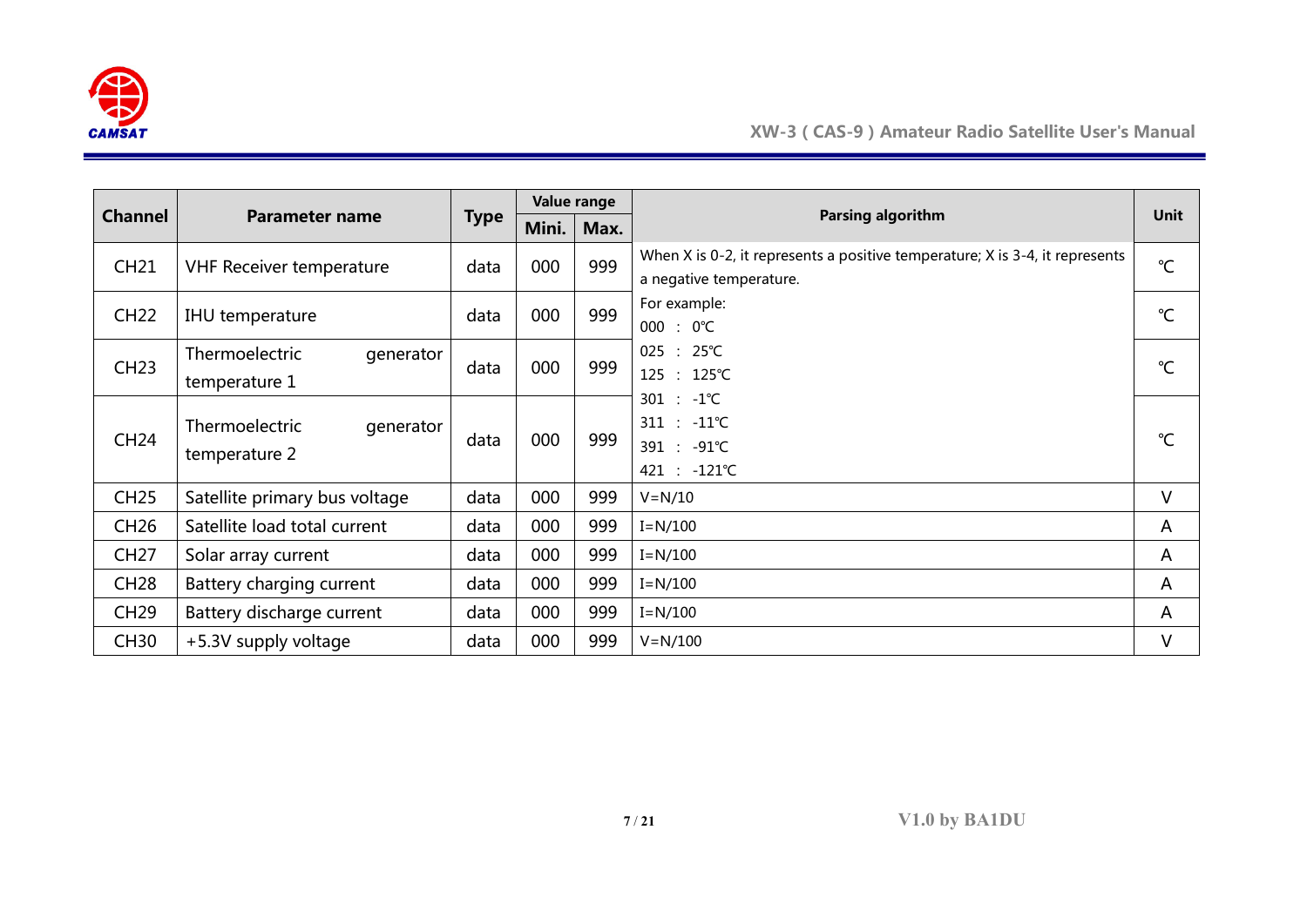| Channel | Parameter name | Type | Value range | | Parsing algorithm | Unit |
|---|---|---|---|---|---|---|
| | | | Mini. | Max. | | |
| CH21 | VHF Receiver temperature | data | 000 | 999 | When X is 0-2, it represents a positive temperature; X is 3-4, it represents a negative temperature. | ℃ |
| CH22 | IHU temperature | data | 000 | 999 | For example:<br>000 ： 0℃ | ℃ |
| CH23 | Thermoelectric generator temperature 1 | data | 000 | 999 | 025 ： 25℃<br>125 ： 125℃ | ℃ |
| CH24 | Thermoelectric generator temperature 2 | data | 000 | 999 | 301 ： -1℃<br>311 ： -11℃<br>391 ： -91℃<br>421 ： -121℃ | ℃ |
| CH25 | Satellite primary bus voltage | data | 000 | 999 | V=N/10 | V |
| CH26 | Satellite load total current | data | 000 | 999 | I=N/100 | A |
| CH27 | Solar array current | data | 000 | 999 | I=N/100 | A |
| CH28 | Battery charging current | data | 000 | 999 | I=N/100 | A |
| CH29 | Battery discharge current | data | 000 | 999 | I=N/100 | A |
| CH30 | +5.3V supply voltage | data | 000 | 999 | V=N/100 | V |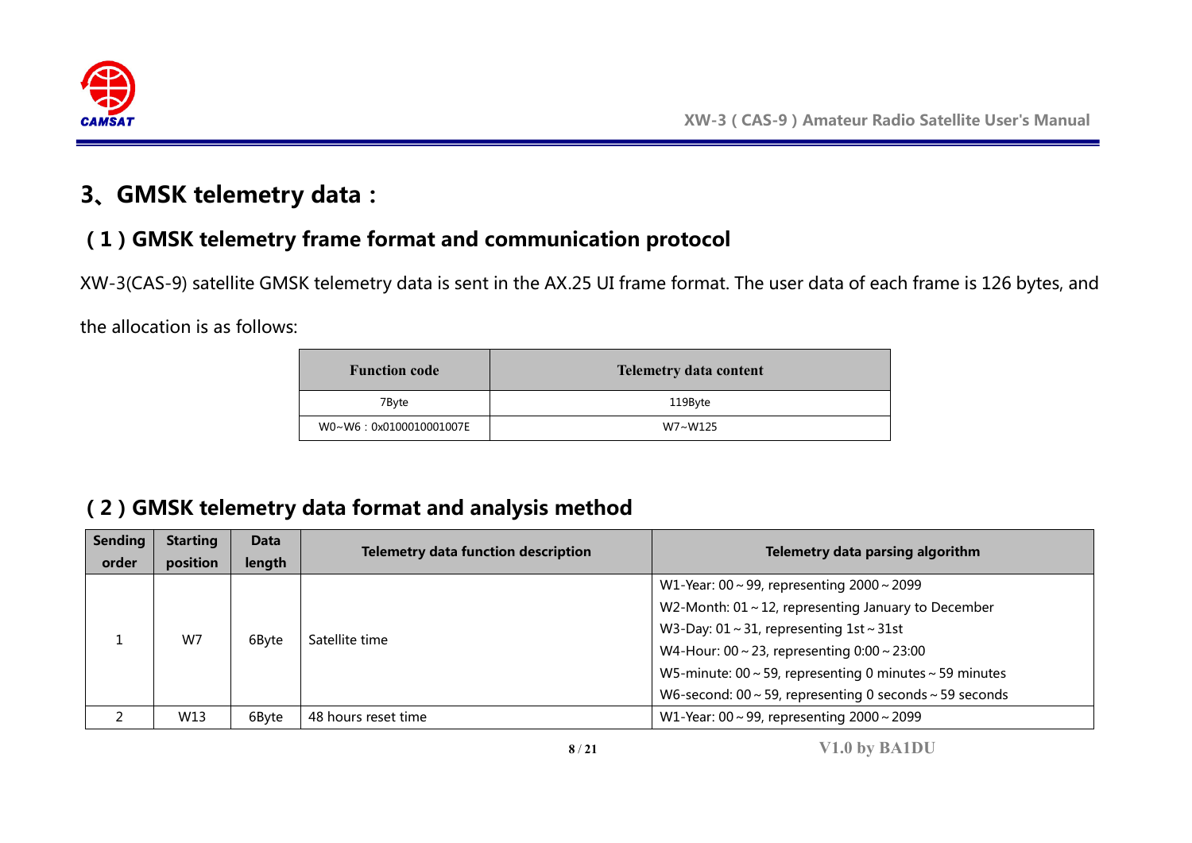# 3、GMSK telemetry data：

## （1）GMSK telemetry frame format and communication protocol

XW-3(CAS-9) satellite GMSK telemetry data is sent in the AX.25 UI frame format. The user data of each frame is 126 bytes, and the allocation is as follows:

| Function code | Telemetry data content |
|---|---|
| 7Byte | 119Byte |
| W0~W6：0x0100010001007E | W7~W125 |

## （2）GMSK telemetry data format and analysis method

| Sending order | Starting position | Data length | Telemetry data function description | Telemetry data parsing algorithm |
|---|---|---|---|---|
| 1 | W7 | 6Byte | Satellite time | W1-Year: 00～99, representing 2000～2099<br>W2-Month: 01～12, representing January to December<br>W3-Day: 01～31, representing 1st～31st<br>W4-Hour: 00～23, representing 0:00～23:00<br>W5-minute: 00～59, representing 0 minutes～59 minutes<br>W6-second: 00～59, representing 0 seconds～59 seconds |
| 2 | W13 | 6Byte | 48 hours reset time | W1-Year: 00～99, representing 2000～2099 |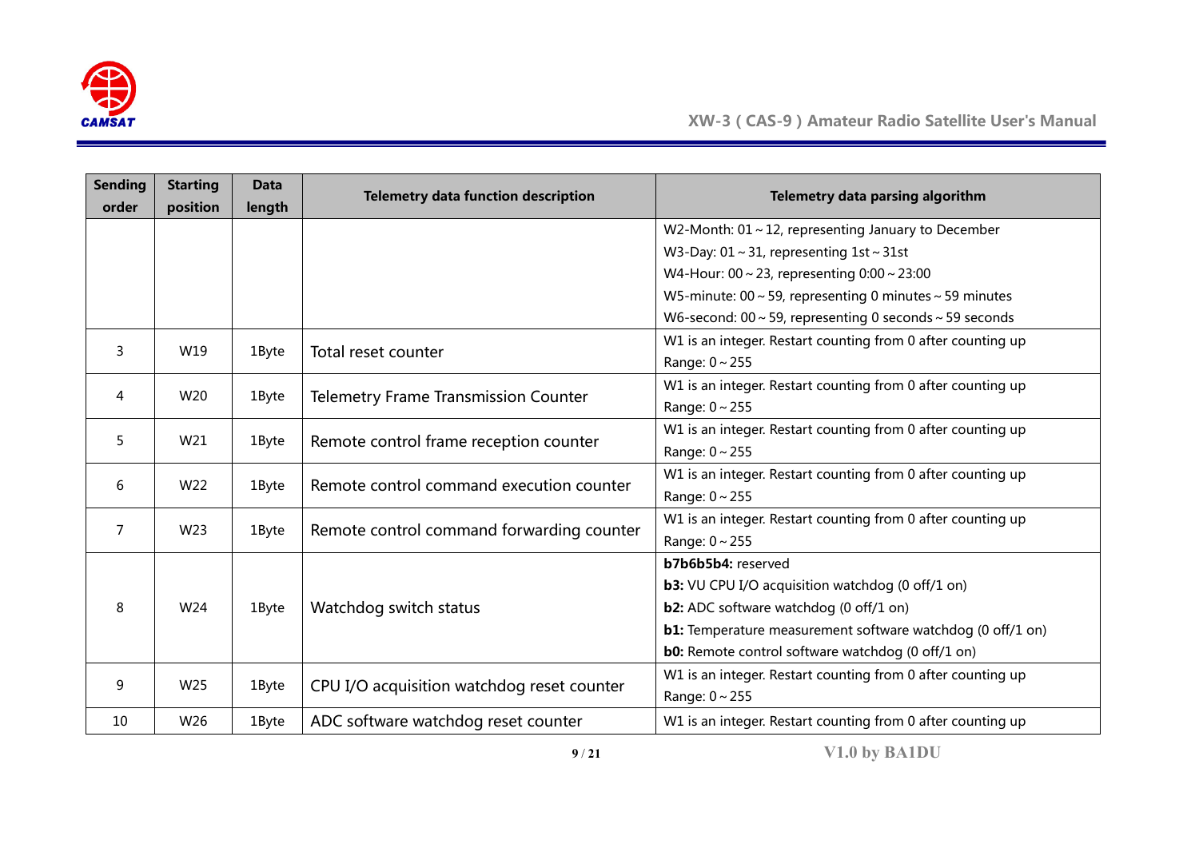| Sending order | Starting position | Data length | Telemetry data function description | Telemetry data parsing algorithm |
|---|---|---|---|---|
| | | | | W2-Month: 01～12, representing January to December<br>W3-Day: 01～31, representing 1st～31st<br>W4-Hour: 00～23, representing 0:00～23:00<br>W5-minute: 00～59, representing 0 minutes～59 minutes<br>W6-second: 00～59, representing 0 seconds～59 seconds |
| 3 | W19 | 1Byte | Total reset counter | W1 is an integer. Restart counting from 0 after counting up<br>Range: 0～255 |
| 4 | W20 | 1Byte | Telemetry Frame Transmission Counter | W1 is an integer. Restart counting from 0 after counting up<br>Range: 0～255 |
| 5 | W21 | 1Byte | Remote control frame reception counter | W1 is an integer. Restart counting from 0 after counting up<br>Range: 0～255 |
| 6 | W22 | 1Byte | Remote control command execution counter | W1 is an integer. Restart counting from 0 after counting up<br>Range: 0～255 |
| 7 | W23 | 1Byte | Remote control command forwarding counter | W1 is an integer. Restart counting from 0 after counting up<br>Range: 0～255 |
| 8 | W24 | 1Byte | Watchdog switch status | **b7b6b5b4:** reserved<br>**b3:** VU CPU I/O acquisition watchdog (0 off/1 on)<br>**b2:** ADC software watchdog (0 off/1 on)<br>**b1:** Temperature measurement software watchdog (0 off/1 on)<br>**b0:** Remote control software watchdog (0 off/1 on) |
| 9 | W25 | 1Byte | CPU I/O acquisition watchdog reset counter | W1 is an integer. Restart counting from 0 after counting up<br>Range: 0～255 |
| 10 | W26 | 1Byte | ADC software watchdog reset counter | W1 is an integer. Restart counting from 0 after counting up |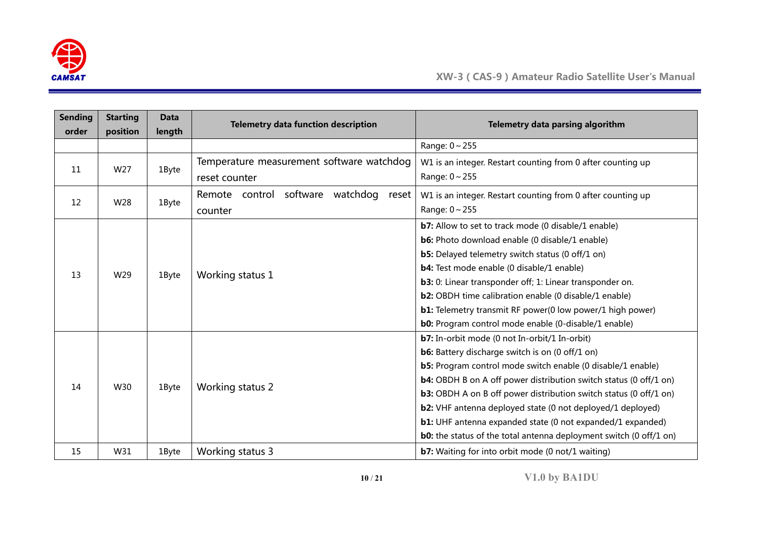| Sending order | Starting position | Data length | Telemetry data function description | Telemetry data parsing algorithm |
|---|---|---|---|---|
| | | | | Range: 0～255 |
| 11 | W27 | 1Byte | Temperature measurement software watchdog reset counter | W1 is an integer. Restart counting from 0 after counting up<br>Range: 0～255 |
| 12 | W28 | 1Byte | Remote control software watchdog reset counter | W1 is an integer. Restart counting from 0 after counting up<br>Range: 0～255 |
| 13 | W29 | 1Byte | Working status 1 | **b7:** Allow to set to track mode (0 disable/1 enable)<br>**b6:** Photo download enable (0 disable/1 enable)<br>**b5:** Delayed telemetry switch status (0 off/1 on)<br>**b4:** Test mode enable (0 disable/1 enable)<br>**b3:** 0: Linear transponder off; 1: Linear transponder on.<br>**b2:** OBDH time calibration enable (0 disable/1 enable)<br>**b1:** Telemetry transmit RF power(0 low power/1 high power)<br>**b0:** Program control mode enable (0-disable/1 enable) |
| 14 | W30 | 1Byte | Working status 2 | **b7:** In-orbit mode (0 not In-orbit/1 In-orbit)<br>**b6:** Battery discharge switch is on (0 off/1 on)<br>**b5:** Program control mode switch enable (0 disable/1 enable)<br>**b4:** OBDH B on A off power distribution switch status (0 off/1 on)<br>**b3:** OBDH A on B off power distribution switch status (0 off/1 on)<br>**b2:** VHF antenna deployed state (0 not deployed/1 deployed)<br>**b1:** UHF antenna expanded state (0 not expanded/1 expanded)<br>**b0:** the status of the total antenna deployment switch (0 off/1 on) |
| 15 | W31 | 1Byte | Working status 3 | **b7:** Waiting for into orbit mode (0 not/1 waiting) |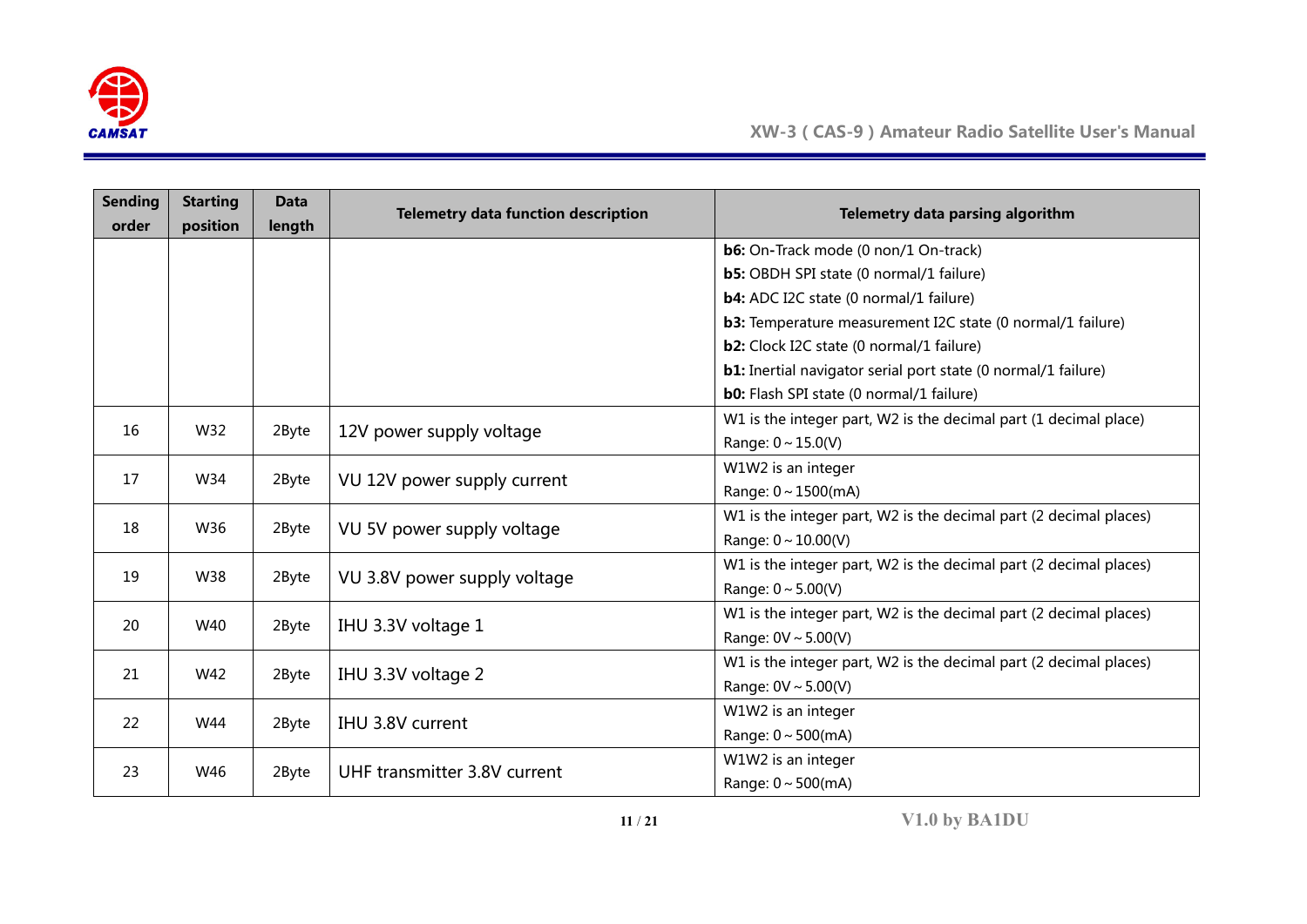| Sending order | Starting position | Data length | Telemetry data function description | Telemetry data parsing algorithm |
|---|---|---|---|---|
| | | | | **b6:** On-Track mode (0 non/1 On-track)<br>**b5:** OBDH SPI state (0 normal/1 failure)<br>**b4:** ADC I2C state (0 normal/1 failure)<br>**b3:** Temperature measurement I2C state (0 normal/1 failure)<br>**b2:** Clock I2C state (0 normal/1 failure)<br>**b1:** Inertial navigator serial port state (0 normal/1 failure)<br>**b0:** Flash SPI state (0 normal/1 failure) |
| 16 | W32 | 2Byte | 12V power supply voltage | W1 is the integer part, W2 is the decimal part (1 decimal place)<br>Range: 0～15.0(V) |
| 17 | W34 | 2Byte | VU 12V power supply current | W1W2 is an integer<br>Range: 0～1500(mA) |
| 18 | W36 | 2Byte | VU 5V power supply voltage | W1 is the integer part, W2 is the decimal part (2 decimal places)<br>Range: 0～10.00(V) |
| 19 | W38 | 2Byte | VU 3.8V power supply voltage | W1 is the integer part, W2 is the decimal part (2 decimal places)<br>Range: 0～5.00(V) |
| 20 | W40 | 2Byte | IHU 3.3V voltage 1 | W1 is the integer part, W2 is the decimal part (2 decimal places)<br>Range: 0V～5.00(V) |
| 21 | W42 | 2Byte | IHU 3.3V voltage 2 | W1 is the integer part, W2 is the decimal part (2 decimal places)<br>Range: 0V～5.00(V) |
| 22 | W44 | 2Byte | IHU 3.8V current | W1W2 is an integer<br>Range: 0～500(mA) |
| 23 | W46 | 2Byte | UHF transmitter 3.8V current | W1W2 is an integer<br>Range: 0～500(mA) |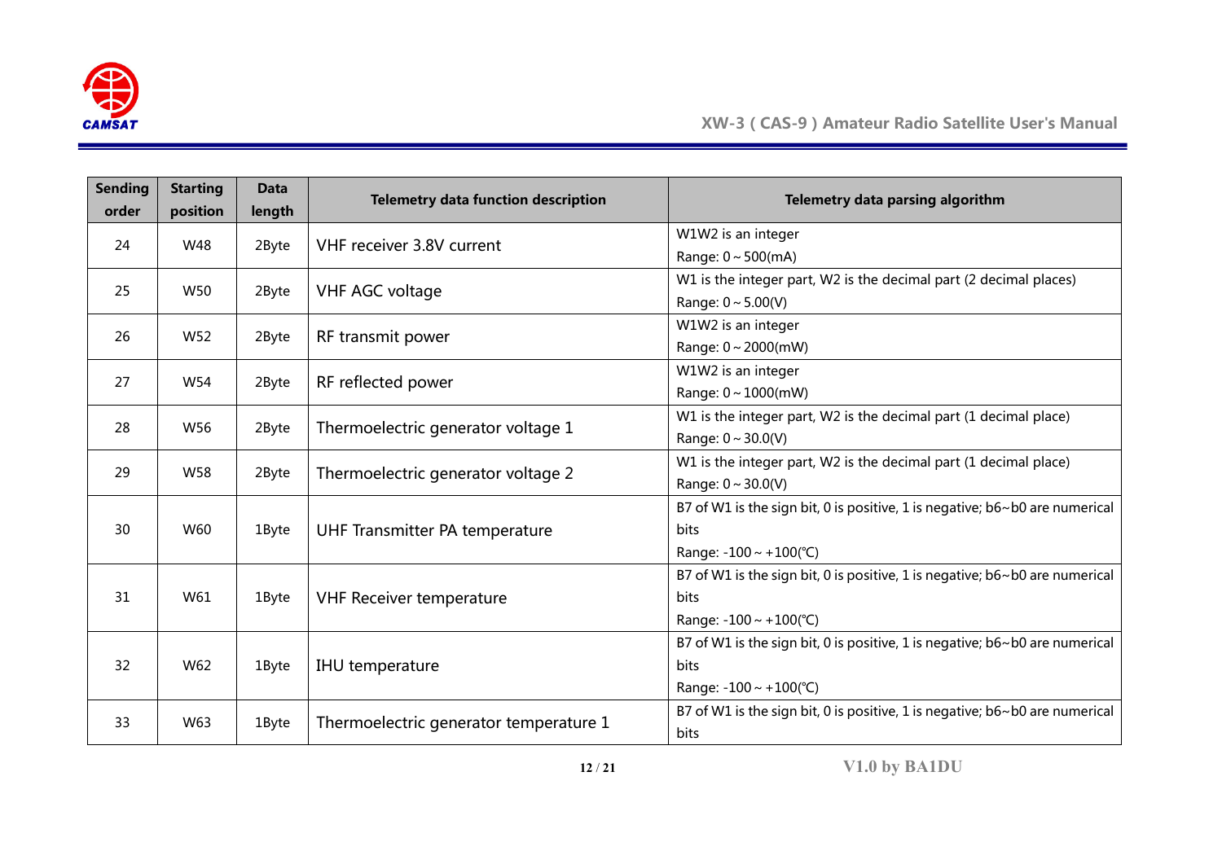| Sending order | Starting position | Data length | Telemetry data function description | Telemetry data parsing algorithm |
| --- | --- | --- | --- | --- |
| 24 | W48 | 2Byte | VHF receiver 3.8V current | W1W2 is an integer<br>Range: 0～500(mA) |
| 25 | W50 | 2Byte | VHF AGC voltage | W1 is the integer part, W2 is the decimal part (2 decimal places)<br>Range: 0～5.00(V) |
| 26 | W52 | 2Byte | RF transmit power | W1W2 is an integer<br>Range: 0～2000(mW) |
| 27 | W54 | 2Byte | RF reflected power | W1W2 is an integer<br>Range: 0～1000(mW) |
| 28 | W56 | 2Byte | Thermoelectric generator voltage 1 | W1 is the integer part, W2 is the decimal part (1 decimal place)<br>Range: 0～30.0(V) |
| 29 | W58 | 2Byte | Thermoelectric generator voltage 2 | W1 is the integer part, W2 is the decimal part (1 decimal place)<br>Range: 0～30.0(V) |
| 30 | W60 | 1Byte | UHF Transmitter PA temperature | B7 of W1 is the sign bit, 0 is positive, 1 is negative; b6～b0 are numerical bits<br>Range: -100～+100(℃) |
| 31 | W61 | 1Byte | VHF Receiver temperature | B7 of W1 is the sign bit, 0 is positive, 1 is negative; b6～b0 are numerical bits<br>Range: -100～+100(℃) |
| 32 | W62 | 1Byte | IHU temperature | B7 of W1 is the sign bit, 0 is positive, 1 is negative; b6～b0 are numerical bits<br>Range: -100～+100(℃) |
| 33 | W63 | 1Byte | Thermoelectric generator temperature 1 | B7 of W1 is the sign bit, 0 is positive, 1 is negative; b6～b0 are numerical bits |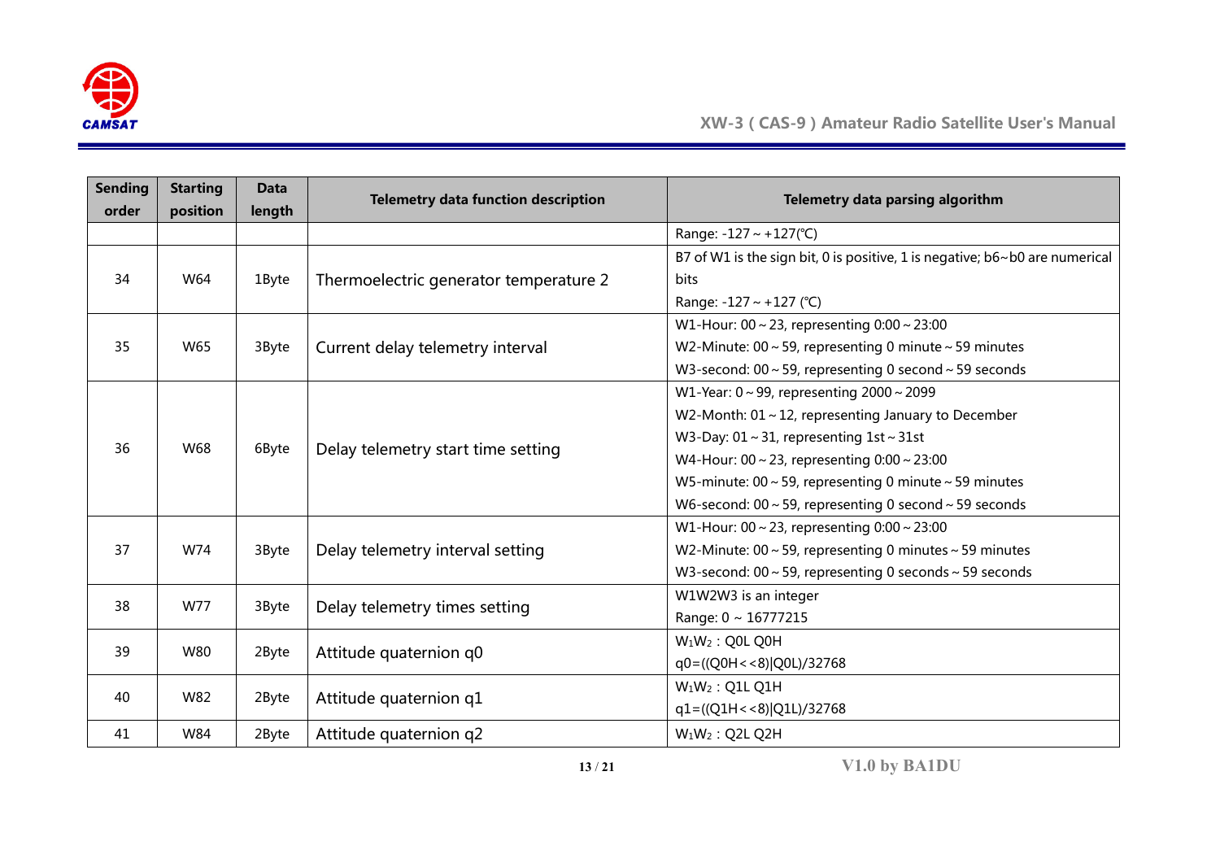| Sending order | Starting position | Data length | Telemetry data function description | Telemetry data parsing algorithm |
|---|---|---|---|---|
| | | | | Range: -127 ~ +127(℃) |
| 34 | W64 | 1Byte | Thermoelectric generator temperature 2 | B7 of W1 is the sign bit, 0 is positive, 1 is negative; b6~b0 are numerical bits<br>Range: -127 ~ +127 (℃) |
| 35 | W65 | 3Byte | Current delay telemetry interval | W1-Hour: 00 ~ 23, representing 0:00 ~ 23:00<br>W2-Minute: 00 ~ 59, representing 0 minute ~ 59 minutes<br>W3-second: 00 ~ 59, representing 0 second ~ 59 seconds |
| 36 | W68 | 6Byte | Delay telemetry start time setting | W1-Year: 0 ~ 99, representing 2000 ~ 2099<br>W2-Month: 01 ~ 12, representing January to December<br>W3-Day: 01 ~ 31, representing 1st ~ 31st<br>W4-Hour: 00 ~ 23, representing 0:00 ~ 23:00<br>W5-minute: 00 ~ 59, representing 0 minute ~ 59 minutes<br>W6-second: 00 ~ 59, representing 0 second ~ 59 seconds |
| 37 | W74 | 3Byte | Delay telemetry interval setting | W1-Hour: 00 ~ 23, representing 0:00 ~ 23:00<br>W2-Minute: 00 ~ 59, representing 0 minutes ~ 59 minutes<br>W3-second: 00 ~ 59, representing 0 seconds ~ 59 seconds |
| 38 | W77 | 3Byte | Delay telemetry times setting | W1W2W3 is an integer<br>Range: 0 ~ 16777215 |
| 39 | W80 | 2Byte | Attitude quaternion q0 | $W_1W_2$ : Q0L Q0H<br>q0=((Q0H<<8)\|Q0L)/32768 |
| 40 | W82 | 2Byte | Attitude quaternion q1 | $W_1W_2$ : Q1L Q1H<br>q1=((Q1H<<8)\|Q1L)/32768 |
| 41 | W84 | 2Byte | Attitude quaternion q2 | $W_1W_2$ : Q2L Q2H |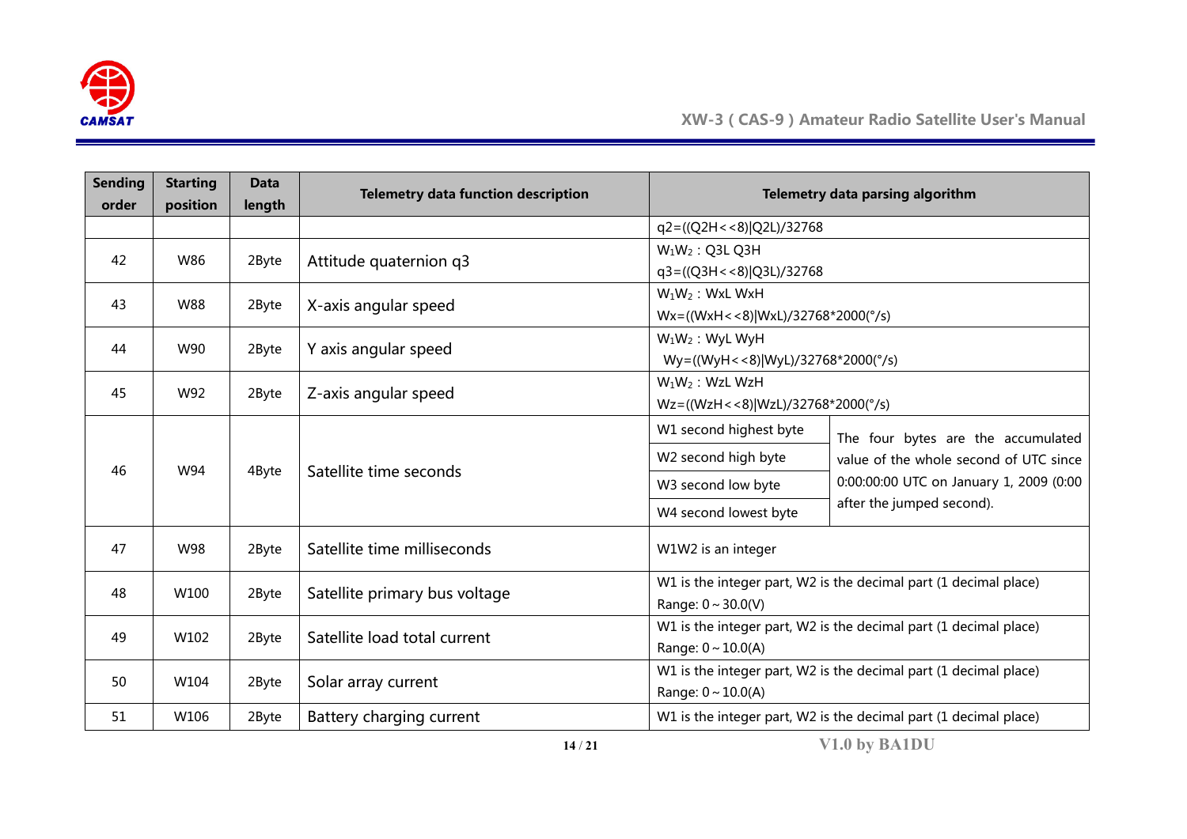| Sending order | Starting position | Data length | Telemetry data function description | Telemetry data parsing algorithm | |
|---|---|---|---|---|---|
| | | | | q2=((Q2H<<8)\|Q2L)/32768 | |
| 42 | W86 | 2Byte | Attitude quaternion q3 | $W_1W_2$ : Q3L Q3H<br>q3=((Q3H<<8)\|Q3L)/32768 | |
| 43 | W88 | 2Byte | X-axis angular speed | $W_1W_2$ : WxL WxH<br>Wx=((WxH<<8)\|WxL)/32768*2000(°/s) | |
| 44 | W90 | 2Byte | Y axis angular speed | $W_1W_2$ : WyL WyH<br>Wy=((WyH<<8)\|WyL)/32768*2000(°/s) | |
| 45 | W92 | 2Byte | Z-axis angular speed | $W_1W_2$ : WzL WzH<br>Wz=((WzH<<8)\|WzL)/32768*2000(°/s) | |
| 46 | W94 | 4Byte | Satellite time seconds | W1 second highest byte | The four bytes are the accumulated value of the whole second of UTC since 0:00:00:00 UTC on January 1, 2009 (0:00 after the jumped second). |
| | | | | W2 second high byte | |
| | | | | W3 second low byte | |
| | | | | W4 second lowest byte | |
| 47 | W98 | 2Byte | Satellite time milliseconds | W1W2 is an integer | |
| 48 | W100 | 2Byte | Satellite primary bus voltage | W1 is the integer part, W2 is the decimal part (1 decimal place)<br>Range: 0~30.0(V) | |
| 49 | W102 | 2Byte | Satellite load total current | W1 is the integer part, W2 is the decimal part (1 decimal place)<br>Range: 0~10.0(A) | |
| 50 | W104 | 2Byte | Solar array current | W1 is the integer part, W2 is the decimal part (1 decimal place)<br>Range: 0~10.0(A) | |
| 51 | W106 | 2Byte | Battery charging current | W1 is the integer part, W2 is the decimal part (1 decimal place) | |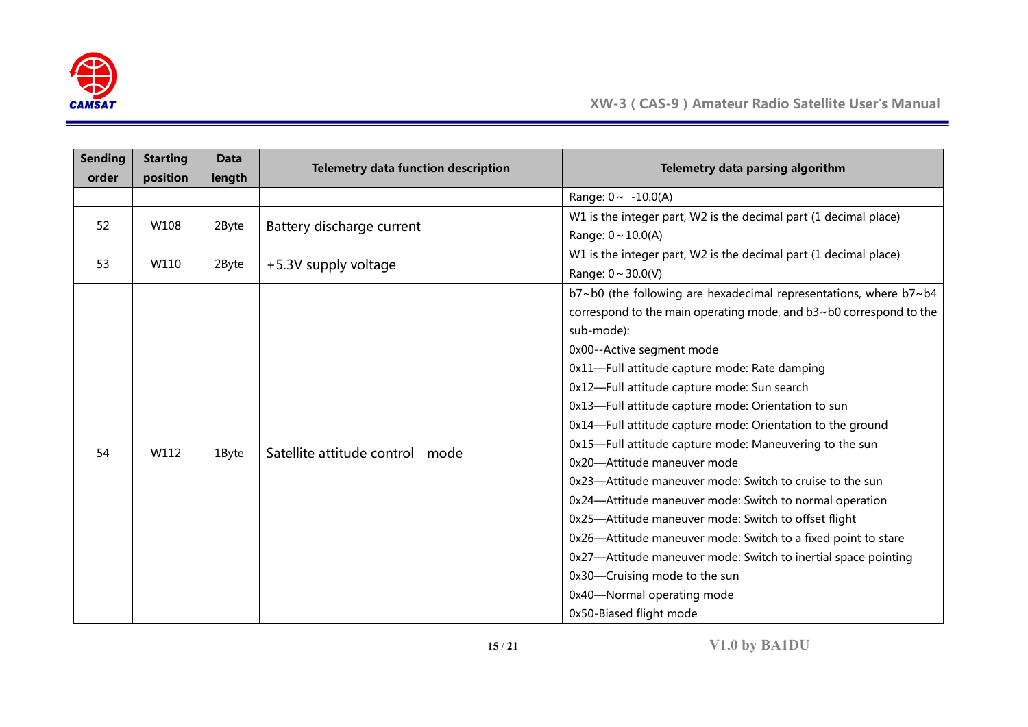| Sending order | Starting position | Data length | Telemetry data function description | Telemetry data parsing algorithm |
|---|---|---|---|---|
| | | | | Range: 0～ -10.0(A) |
| 52 | W108 | 2Byte | Battery discharge current | W1 is the integer part, W2 is the decimal part (1 decimal place)<br>Range: 0～10.0(A) |
| 53 | W110 | 2Byte | +5.3V supply voltage | W1 is the integer part, W2 is the decimal part (1 decimal place)<br>Range: 0～30.0(V) |
| 54 | W112 | 1Byte | Satellite attitude control mode | b7~b0 (the following are hexadecimal representations, where b7~b4 correspond to the main operating mode, and b3~b0 correspond to the sub-mode):<br>0x00--Active segment mode<br>0x11—Full attitude capture mode: Rate damping<br>0x12—Full attitude capture mode: Sun search<br>0x13—Full attitude capture mode: Orientation to sun<br>0x14—Full attitude capture mode: Orientation to the ground<br>0x15—Full attitude capture mode: Maneuvering to the sun<br>0x20—Attitude maneuver mode<br>0x23—Attitude maneuver mode: Switch to cruise to the sun<br>0x24—Attitude maneuver mode: Switch to normal operation<br>0x25—Attitude maneuver mode: Switch to offset flight<br>0x26—Attitude maneuver mode: Switch to a fixed point to stare<br>0x27—Attitude maneuver mode: Switch to inertial space pointing<br>0x30—Cruising mode to the sun<br>0x40—Normal operating mode<br>0x50-Biased flight mode |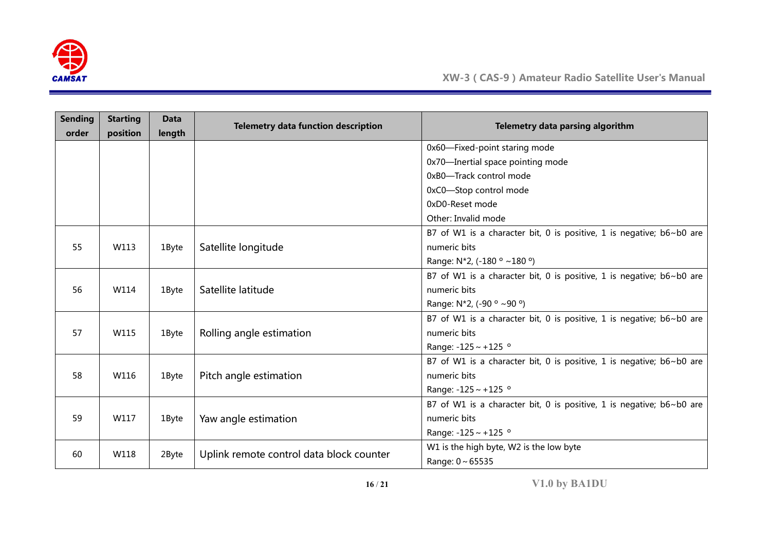| Sending order | Starting position | Data length | Telemetry data function description | Telemetry data parsing algorithm |
|---|---|---|---|---|
| | | | | 0x60—Fixed-point staring mode<br>0x70—Inertial space pointing mode<br>0xB0—Track control mode<br>0xC0—Stop control mode<br>0xD0-Reset mode<br>Other: Invalid mode |
| 55 | W113 | 1Byte | Satellite longitude | B7 of W1 is a character bit, 0 is positive, 1 is negative; b6~b0 are numeric bits<br>Range: N*2, (-180 º ~180 º) |
| 56 | W114 | 1Byte | Satellite latitude | B7 of W1 is a character bit, 0 is positive, 1 is negative; b6~b0 are numeric bits<br>Range: N*2, (-90 º ~90 º) |
| 57 | W115 | 1Byte | Rolling angle estimation | B7 of W1 is a character bit, 0 is positive, 1 is negative; b6~b0 are numeric bits<br>Range: -125 ~ +125 º |
| 58 | W116 | 1Byte | Pitch angle estimation | B7 of W1 is a character bit, 0 is positive, 1 is negative; b6~b0 are numeric bits<br>Range: -125 ~ +125 º |
| 59 | W117 | 1Byte | Yaw angle estimation | B7 of W1 is a character bit, 0 is positive, 1 is negative; b6~b0 are numeric bits<br>Range: -125 ~ +125 º |
| 60 | W118 | 2Byte | Uplink remote control data block counter | W1 is the high byte, W2 is the low byte<br>Range: 0 ~ 65535 |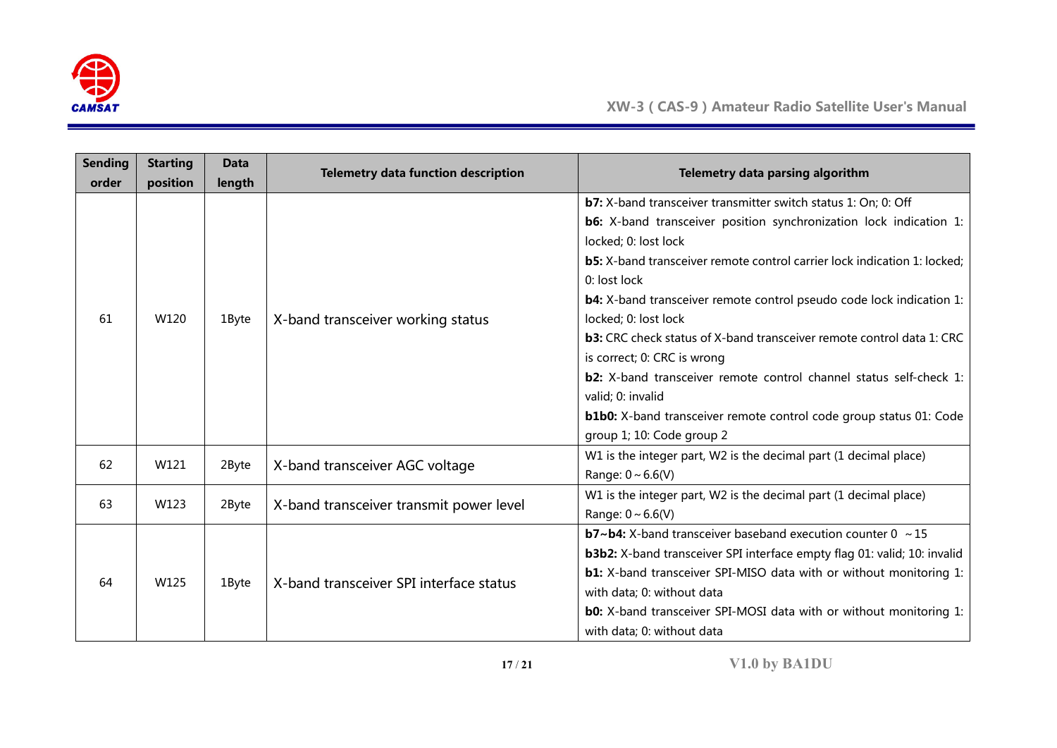| Sending order | Starting position | Data length | Telemetry data function description | Telemetry data parsing algorithm |
|---|---|---|---|---|
| 61 | W120 | 1Byte | X-band transceiver working status | **b7:** X-band transceiver transmitter switch status 1: On; 0: Off<br>**b6:** X-band transceiver position synchronization lock indication 1: locked; 0: lost lock<br>**b5:** X-band transceiver remote control carrier lock indication 1: locked; 0: lost lock<br>**b4:** X-band transceiver remote control pseudo code lock indication 1: locked; 0: lost lock<br>**b3:** CRC check status of X-band transceiver remote control data 1: CRC is correct; 0: CRC is wrong<br>**b2:** X-band transceiver remote control channel status self-check 1: valid; 0: invalid<br>**b1b0:** X-band transceiver remote control code group status 01: Code group 1; 10: Code group 2 |
| 62 | W121 | 2Byte | X-band transceiver AGC voltage | W1 is the integer part, W2 is the decimal part (1 decimal place)<br>Range: 0 ~ 6.6(V) |
| 63 | W123 | 2Byte | X-band transceiver transmit power level | W1 is the integer part, W2 is the decimal part (1 decimal place)<br>Range: 0 ~ 6.6(V) |
| 64 | W125 | 1Byte | X-band transceiver SPI interface status | **b7~b4:** X-band transceiver baseband execution counter 0 ~15<br>**b3b2:** X-band transceiver SPI interface empty flag 01: valid; 10: invalid<br>**b1:** X-band transceiver SPI-MISO data with or without monitoring 1: with data; 0: without data<br>**b0:** X-band transceiver SPI-MOSI data with or without monitoring 1: with data; 0: without data |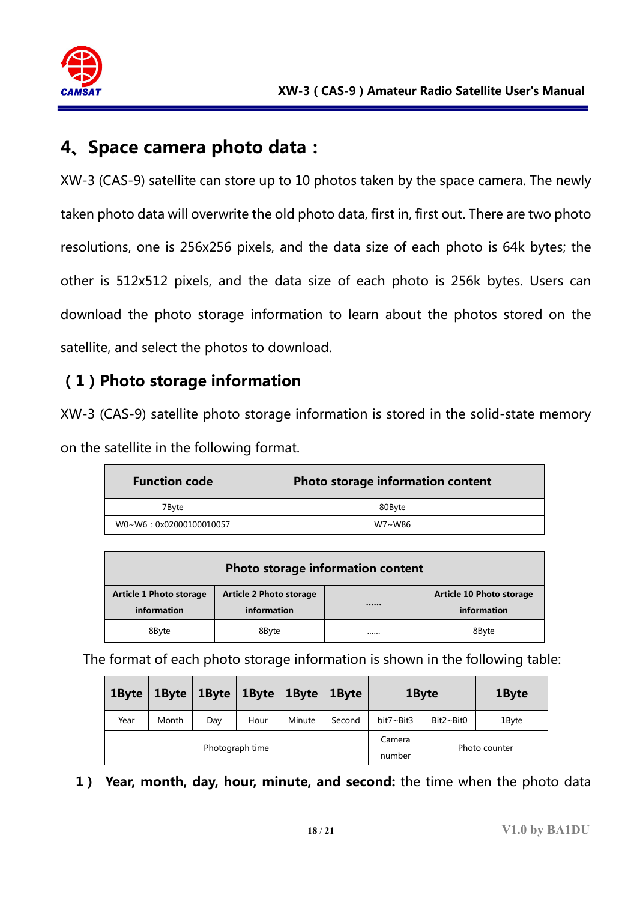## 4、Space camera photo data：

XW-3 (CAS-9) satellite can store up to 10 photos taken by the space camera. The newly taken photo data will overwrite the old photo data, first in, first out. There are two photo resolutions, one is 256x256 pixels, and the data size of each photo is 64k bytes; the other is 512x512 pixels, and the data size of each photo is 256k bytes. Users can download the photo storage information to learn about the photos stored on the satellite, and select the photos to download.

### （1）Photo storage information

XW-3 (CAS-9) satellite photo storage information is stored in the solid-state memory on the satellite in the following format.

| Function code | Photo storage information content |
|---|---|
| 7Byte | 80Byte |
| W0~W6：0x02000100010057 | W7~W86 |

| Photo storage information content | | | |
|---|---|---|---|
| Article 1 Photo storage information | Article 2 Photo storage information | …… | Article 10 Photo storage information |
| 8Byte | 8Byte | …… | 8Byte |

The format of each photo storage information is shown in the following table:

| 1Byte | 1Byte | 1Byte | 1Byte | 1Byte | 1Byte | 1Byte | | 1Byte |
|---|---|---|---|---|---|---|---|---|
| Year | Month | Day | Hour | Minute | Second | bit7~Bit3 | Bit2~Bit0 | 1Byte |
| Photograph time | | | | | | Camera number | Photo counter | |

1）**Year, month, day, hour, minute, and second:** the time when the photo data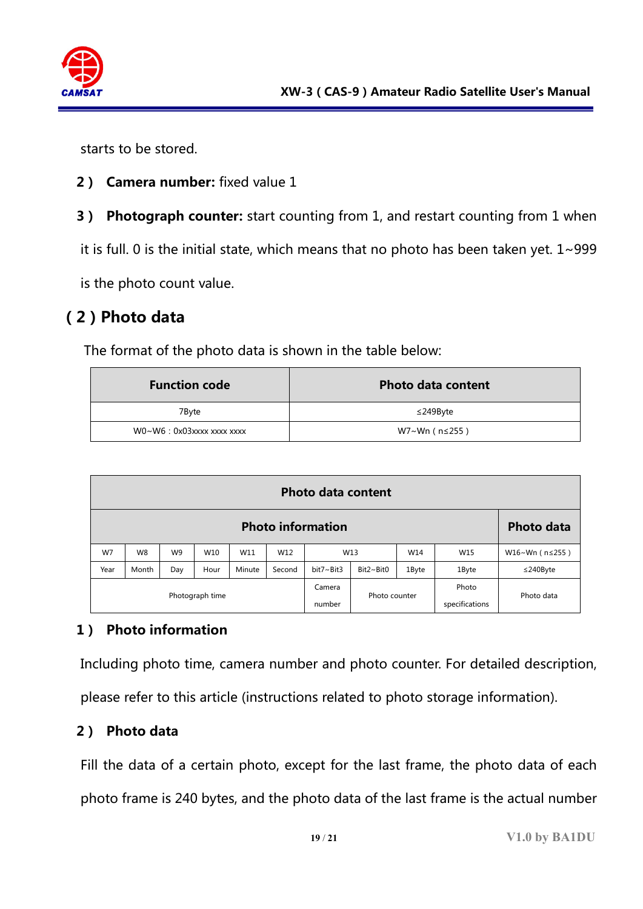starts to be stored.

**2 ) Camera number:** fixed value 1

**3 ) Photograph counter:** start counting from 1, and restart counting from 1 when it is full. 0 is the initial state, which means that no photo has been taken yet. 1~999 is the photo count value.

## ( 2 ) Photo data

The format of the photo data is shown in the table below:

| Function code | Photo data content |
|---|---|
| 7Byte | ≤249Byte |
| W0~W6：0x03xxxx xxxx xxxx | W7~Wn（n≤255） |

| Photo data content | | | | | | | | | | |
|---|---|---|---|---|---|---|---|---|---|---|
| Photo information | | | | | | | | | | Photo data |
| W7 | W8 | W9 | W10 | W11 | W12 | W13 | | W14 | W15 | W16~Wn（n≤255） |
| Year | Month | Day | Hour | Minute | Second | bit7~Bit3 | Bit2~Bit0 | 1Byte | 1Byte | ≤240Byte |
| Photograph time | | | | | | Camera number | Photo counter | | Photo specifications | Photo data |

**1 ) Photo information**

Including photo time, camera number and photo counter. For detailed description, please refer to this article (instructions related to photo storage information).

**2 ) Photo data**

Fill the data of a certain photo, except for the last frame, the photo data of each photo frame is 240 bytes, and the photo data of the last frame is the actual number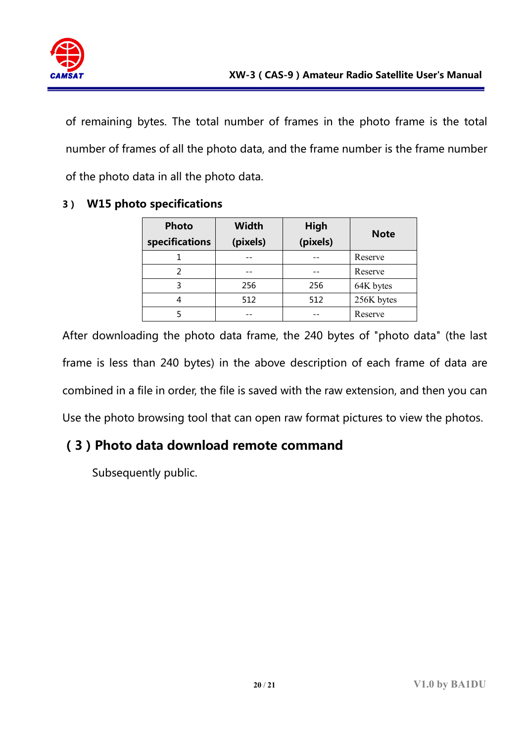of remaining bytes. The total number of frames in the photo frame is the total number of frames of all the photo data, and the frame number is the frame number of the photo data in all the photo data.

### 3 ) W15 photo specifications

| Photo specifications | Width (pixels) | High (pixels) | Note |
|---|---|---|---|
| 1 | -- | -- | Reserve |
| 2 | -- | -- | Reserve |
| 3 | 256 | 256 | 64K bytes |
| 4 | 512 | 512 | 256K bytes |
| 5 | -- | -- | Reserve |

After downloading the photo data frame, the 240 bytes of "photo data" (the last frame is less than 240 bytes) in the above description of each frame of data are combined in a file in order, the file is saved with the raw extension, and then you can Use the photo browsing tool that can open raw format pictures to view the photos.

## ( 3 ) Photo data download remote command

Subsequently public.